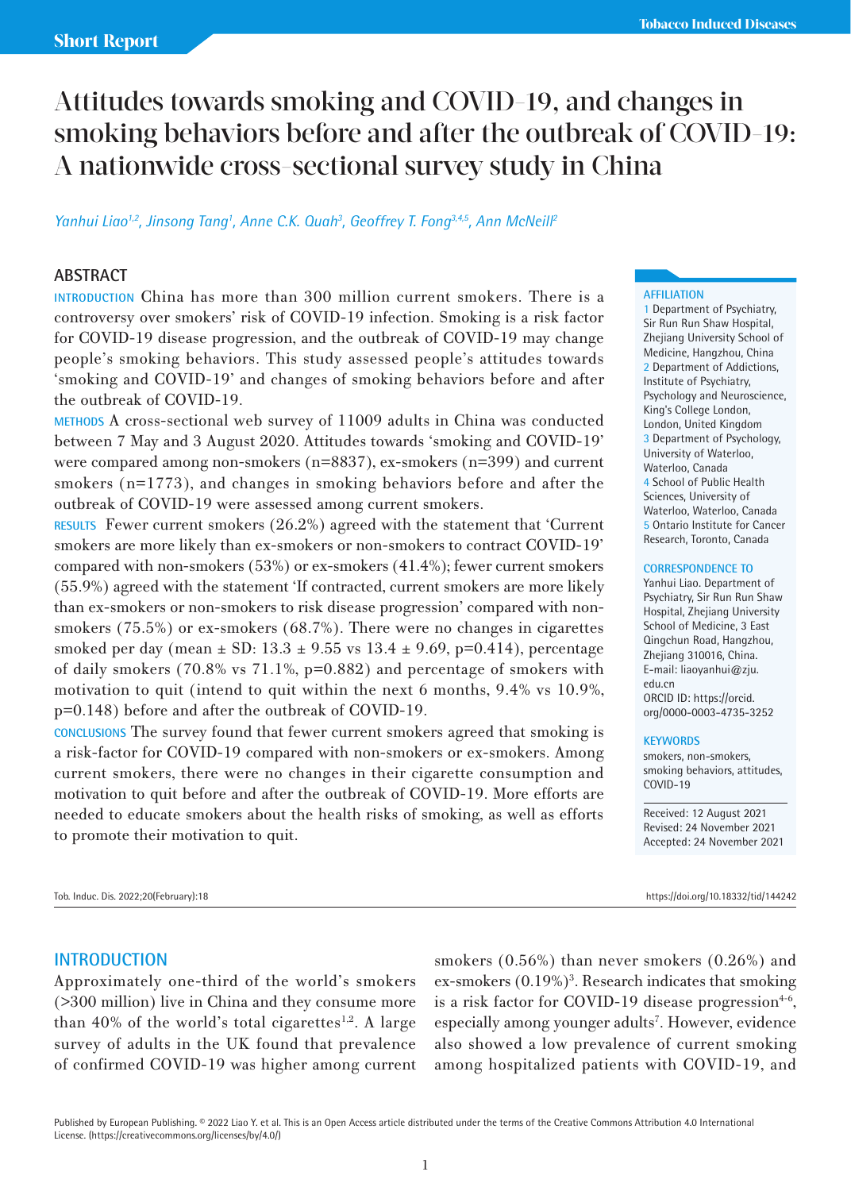Short Report

# Attitudes towards smoking and COVID-19, and changes in smoking behaviors before and after the outbreak of COVID-19: A nationwide cross-sectional survey study in China

*Yanhui Liao[1,2], Jinsong Tang[1], Anne C.K. Quah[3], Geoffrey T. Fong[3,4,5], Ann McNeill[2]*

## ABSTRACT

**INTRODUCTION** China has more than 300 million current smokers. There is a controversy over smokers' risk of COVID-19 infection. Smoking is a risk factor for COVID-19 disease progression, and the outbreak of COVID-19 may change people's smoking behaviors. This study assessed people's attitudes towards 'smoking and COVID-19' and changes of smoking behaviors before and after the outbreak of COVID-19.

**METHODS** A cross-sectional web survey of 11009 adults in China was conducted between 7 May and 3 August 2020. Attitudes towards 'smoking and COVID-19' were compared among non-smokers (n=8837), ex-smokers (n=399) and current smokers (n=1773), and changes in smoking behaviors before and after the outbreak of COVID-19 were assessed among current smokers.

**RESULTS** Fewer current smokers (26.2%) agreed with the statement that 'Current smokers are more likely than ex-smokers or non-smokers to contract COVID-19' compared with non-smokers (53%) or ex-smokers (41.4%); fewer current smokers (55.9%) agreed with the statement 'If contracted, current smokers are more likely than ex-smokers or non-smokers to risk disease progression' compared with non-smokers (75.5%) or ex-smokers (68.7%). There were no changes in cigarettes smoked per day (mean ± SD: 13.3 ± 9.55 vs 13.4 ± 9.69, p=0.414), percentage of daily smokers (70.8% vs 71.1%, p=0.882) and percentage of smokers with motivation to quit (intend to quit within the next 6 months, 9.4% vs 10.9%, p=0.148) before and after the outbreak of COVID-19.

**CONCLUSIONS** The survey found that fewer current smokers agreed that smoking is a risk-factor for COVID-19 compared with non-smokers or ex-smokers. Among current smokers, there were no changes in their cigarette consumption and motivation to quit before and after the outbreak of COVID-19. More efforts are needed to educate smokers about the health risks of smoking, as well as efforts to promote their motivation to quit.

**AFFILIATION**
1 Department of Psychiatry, Sir Run Run Shaw Hospital, Zhejiang University School of Medicine, Hangzhou, China
2 Department of Addictions, Institute of Psychiatry, Psychology and Neuroscience, King's College London, London, United Kingdom
3 Department of Psychology, University of Waterloo, Waterloo, Canada
4 School of Public Health Sciences, University of Waterloo, Waterloo, Canada
5 Ontario Institute for Cancer Research, Toronto, Canada

**CORRESPONDENCE TO**
Yanhui Liao. Department of Psychiatry, Sir Run Run Shaw Hospital, Zhejiang University School of Medicine, 3 East Qingchun Road, Hangzhou, Zhejiang 310016, China.
E-mail: liaoyanhui@zju.edu.cn
ORCID ID: https://orcid.org/0000-0003-4735-3252

**KEYWORDS**
smokers, non-smokers, smoking behaviors, attitudes, COVID-19

Received: 12 August 2021
Revised: 24 November 2021
Accepted: 24 November 2021

Tob. Induc. Dis. 2022;20(February):18 https://doi.org/10.18332/tid/144242

## INTRODUCTION

Approximately one-third of the world's smokers (>300 million) live in China and they consume more than 40% of the world's total cigarettes[1,2]. A large survey of adults in the UK found that prevalence of confirmed COVID-19 was higher among current smokers (0.56%) than never smokers (0.26%) and ex-smokers (0.19%)[3]. Research indicates that smoking is a risk factor for COVID-19 disease progression[4-6], especially among younger adults[7]. However, evidence also showed a low prevalence of current smoking among hospitalized patients with COVID-19, and

Published by European Publishing. © 2022 Liao Y. et al. This is an Open Access article distributed under the terms of the Creative Commons Attribution 4.0 International License. (https://creativecommons.org/licenses/by/4.0/)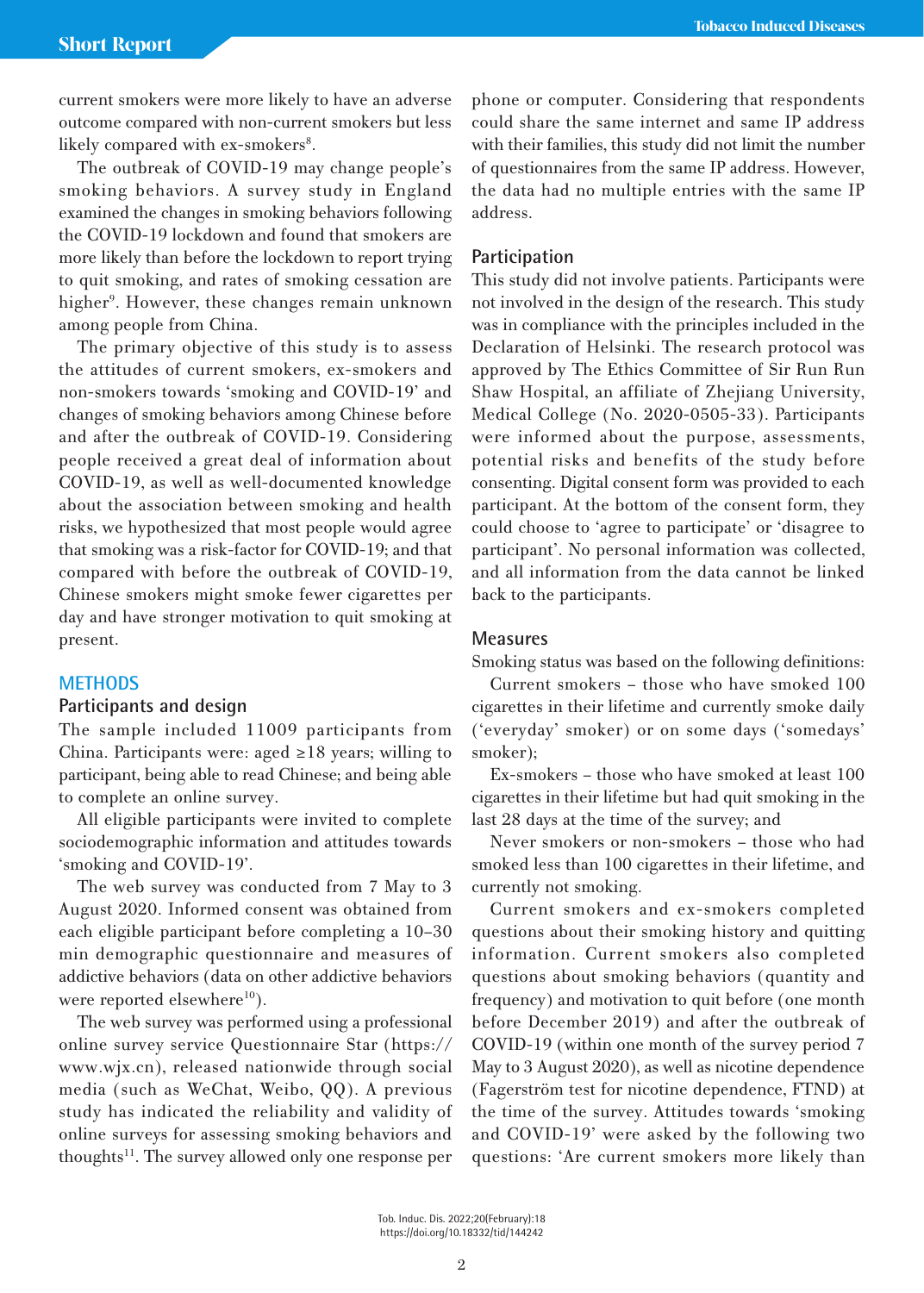current smokers were more likely to have an adverse outcome compared with non-current smokers but less likely compared with ex-smokers[8].

The outbreak of COVID-19 may change people's smoking behaviors. A survey study in England examined the changes in smoking behaviors following the COVID-19 lockdown and found that smokers are more likely than before the lockdown to report trying to quit smoking, and rates of smoking cessation are higher[9]. However, these changes remain unknown among people from China.

The primary objective of this study is to assess the attitudes of current smokers, ex-smokers and non-smokers towards 'smoking and COVID-19' and changes of smoking behaviors among Chinese before and after the outbreak of COVID-19. Considering people received a great deal of information about COVID-19, as well as well-documented knowledge about the association between smoking and health risks, we hypothesized that most people would agree that smoking was a risk-factor for COVID-19; and that compared with before the outbreak of COVID-19, Chinese smokers might smoke fewer cigarettes per day and have stronger motivation to quit smoking at present.

## METHODS

### Participants and design

The sample included 11009 participants from China. Participants were: aged ≥18 years; willing to participant, being able to read Chinese; and being able to complete an online survey.

All eligible participants were invited to complete sociodemographic information and attitudes towards 'smoking and COVID-19'.

The web survey was conducted from 7 May to 3 August 2020. Informed consent was obtained from each eligible participant before completing a 10–30 min demographic questionnaire and measures of addictive behaviors (data on other addictive behaviors were reported elsewhere[10]).

The web survey was performed using a professional online survey service Questionnaire Star (https://www.wjx.cn), released nationwide through social media (such as WeChat, Weibo, QQ). A previous study has indicated the reliability and validity of online surveys for assessing smoking behaviors and thoughts[11]. The survey allowed only one response per phone or computer. Considering that respondents could share the same internet and same IP address with their families, this study did not limit the number of questionnaires from the same IP address. However, the data had no multiple entries with the same IP address.

### Participation

This study did not involve patients. Participants were not involved in the design of the research. This study was in compliance with the principles included in the Declaration of Helsinki. The research protocol was approved by The Ethics Committee of Sir Run Run Shaw Hospital, an affiliate of Zhejiang University, Medical College (No. 2020-0505-33). Participants were informed about the purpose, assessments, potential risks and benefits of the study before consenting. Digital consent form was provided to each participant. At the bottom of the consent form, they could choose to 'agree to participate' or 'disagree to participant'. No personal information was collected, and all information from the data cannot be linked back to the participants.

### Measures

Smoking status was based on the following definitions:

Current smokers – those who have smoked 100 cigarettes in their lifetime and currently smoke daily ('everyday' smoker) or on some days ('somedays' smoker);

Ex-smokers – those who have smoked at least 100 cigarettes in their lifetime but had quit smoking in the last 28 days at the time of the survey; and

Never smokers or non-smokers – those who had smoked less than 100 cigarettes in their lifetime, and currently not smoking.

Current smokers and ex-smokers completed questions about their smoking history and quitting information. Current smokers also completed questions about smoking behaviors (quantity and frequency) and motivation to quit before (one month before December 2019) and after the outbreak of COVID-19 (within one month of the survey period 7 May to 3 August 2020), as well as nicotine dependence (Fagerström test for nicotine dependence, FTND) at the time of the survey. Attitudes towards 'smoking and COVID-19' were asked by the following two questions: 'Are current smokers more likely than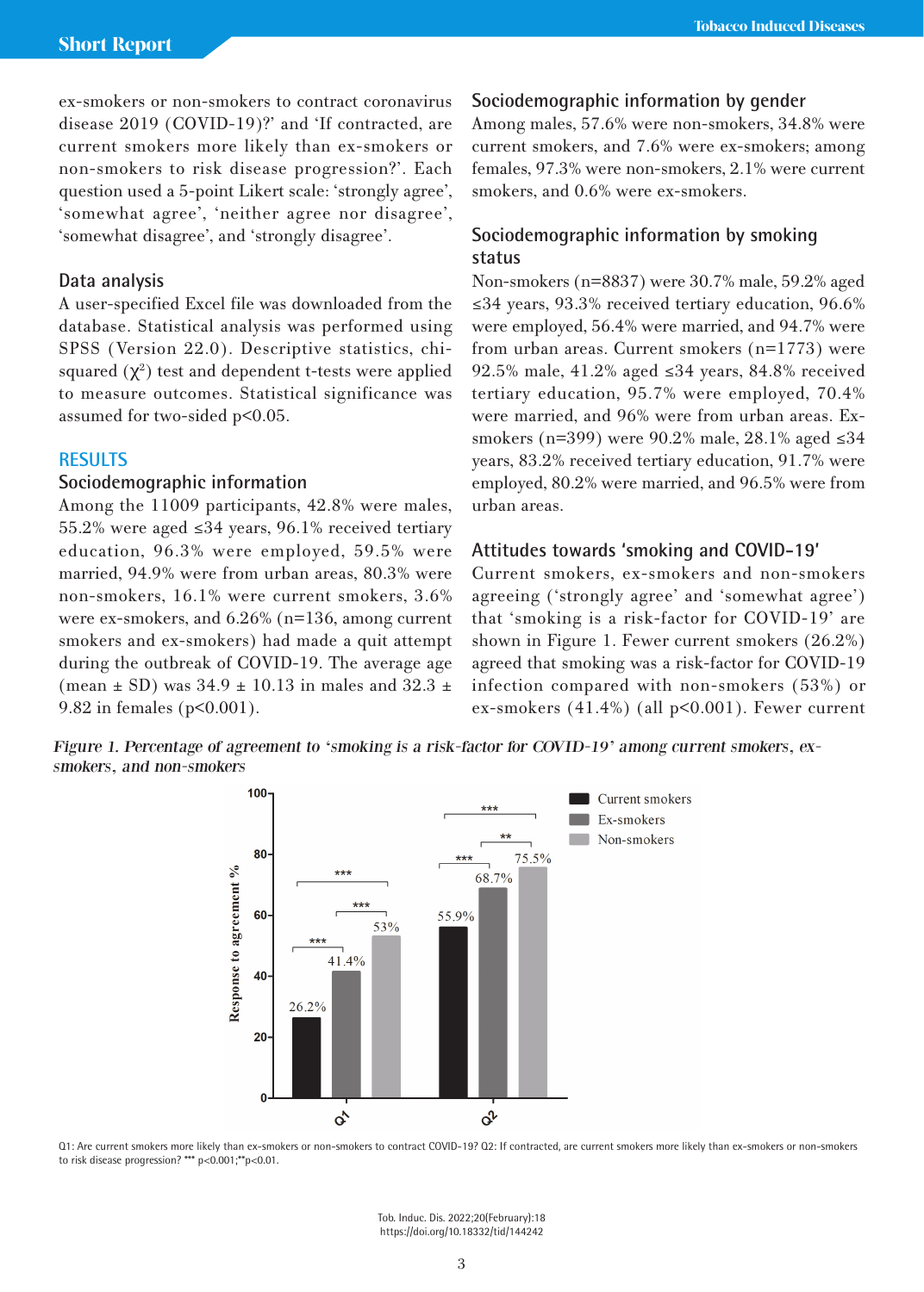ex-smokers or non-smokers to contract coronavirus disease 2019 (COVID-19)?' and 'If contracted, are current smokers more likely than ex-smokers or non-smokers to risk disease progression?'. Each question used a 5-point Likert scale: 'strongly agree', 'somewhat agree', 'neither agree nor disagree', 'somewhat disagree', and 'strongly disagree'.

### Data analysis

A user-specified Excel file was downloaded from the database. Statistical analysis was performed using SPSS (Version 22.0). Descriptive statistics, chi-squared ($\chi^2$) test and dependent t-tests were applied to measure outcomes. Statistical significance was assumed for two-sided $p<0.05$.

## RESULTS

### Sociodemographic information

Among the 11009 participants, 42.8% were males, 55.2% were aged ≤34 years, 96.1% received tertiary education, 96.3% were employed, 59.5% were married, 94.9% were from urban areas, 80.3% were non-smokers, 16.1% were current smokers, 3.6% were ex-smokers, and 6.26% (n=136, among current smokers and ex-smokers) had made a quit attempt during the outbreak of COVID-19. The average age (mean ± SD) was 34.9 ± 10.13 in males and 32.3 ± 9.82 in females ($p<0.001$).

### Sociodemographic information by gender

Among males, 57.6% were non-smokers, 34.8% were current smokers, and 7.6% were ex-smokers; among females, 97.3% were non-smokers, 2.1% were current smokers, and 0.6% were ex-smokers.

### Sociodemographic information by smoking status

Non-smokers (n=8837) were 30.7% male, 59.2% aged ≤34 years, 93.3% received tertiary education, 96.6% were employed, 56.4% were married, and 94.7% were from urban areas. Current smokers (n=1773) were 92.5% male, 41.2% aged ≤34 years, 84.8% received tertiary education, 95.7% were employed, 70.4% were married, and 96% were from urban areas. Ex-smokers (n=399) were 90.2% male, 28.1% aged ≤34 years, 83.2% received tertiary education, 91.7% were employed, 80.2% were married, and 96.5% were from urban areas.

### Attitudes towards 'smoking and COVID-19'

Current smokers, ex-smokers and non-smokers agreeing ('strongly agree' and 'somewhat agree') that 'smoking is a risk-factor for COVID-19' are shown in Figure 1. Fewer current smokers (26.2%) agreed that smoking was a risk-factor for COVID-19 infection compared with non-smokers (53%) or ex-smokers (41.4%) (all $p<0.001$). Fewer current

*Figure 1. Percentage of agreement to 'smoking is a risk-factor for COVID-19' among current smokers, ex-smokers, and non-smokers*

| Question | Current smokers | Ex-smokers | Non-smokers |
|---|---|---|---|
| Q1 | 26.2% | 41.4% | 53% |
| Q2 | 55.9% | 68.7% | 75.5% |

Q1: Are current smokers more likely than ex-smokers or non-smokers to contract COVID-19? Q2: If contracted, are current smokers more likely than ex-smokers or non-smokers to risk disease progression? *** $p<0.001$; ** $p<0.01$.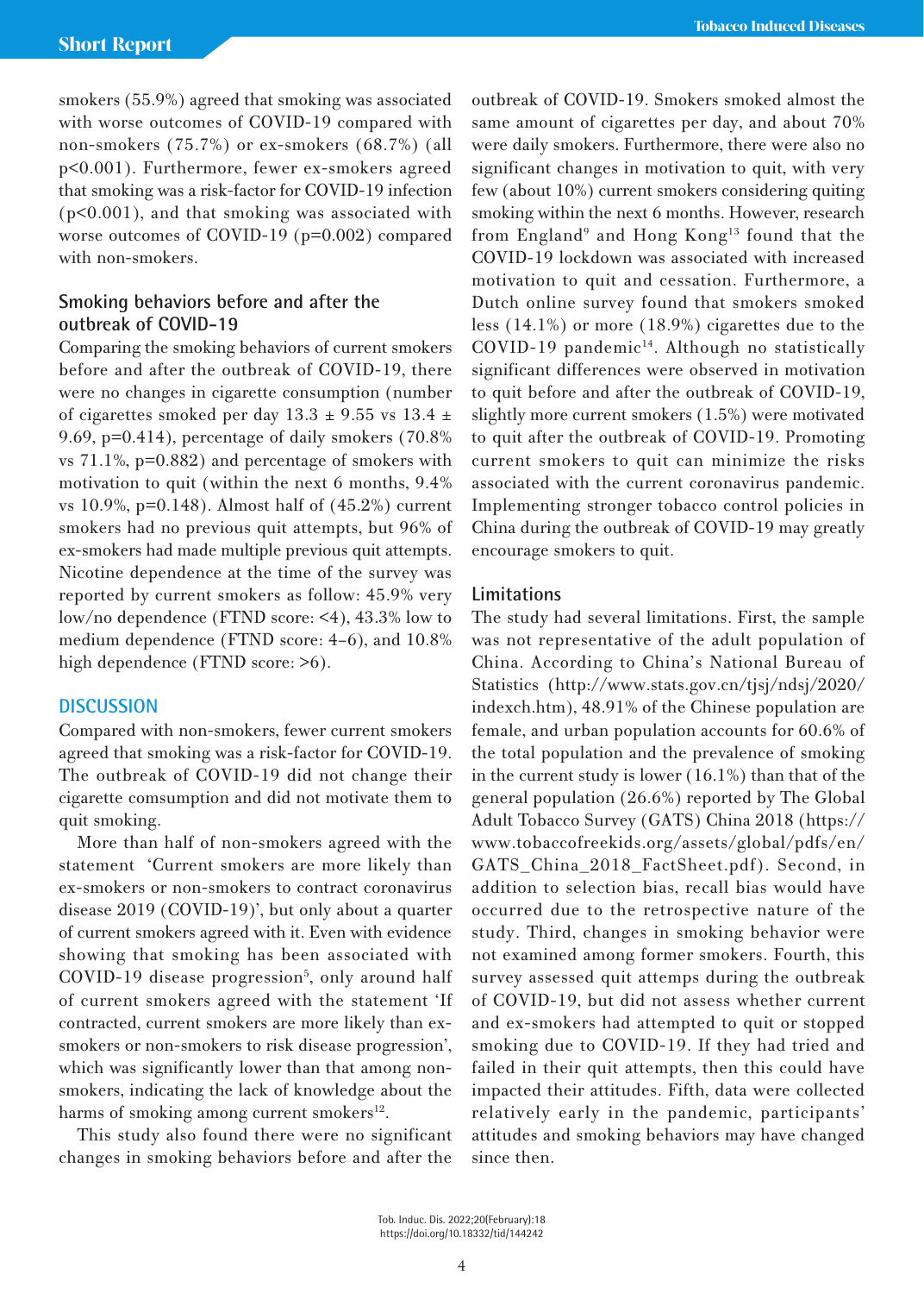smokers (55.9%) agreed that smoking was associated with worse outcomes of COVID-19 compared with non-smokers (75.7%) or ex-smokers (68.7%) (all p<0.001). Furthermore, fewer ex-smokers agreed that smoking was a risk-factor for COVID-19 infection (p<0.001), and that smoking was associated with worse outcomes of COVID-19 (p=0.002) compared with non-smokers.

### Smoking behaviors before and after the outbreak of COVID-19

Comparing the smoking behaviors of current smokers before and after the outbreak of COVID-19, there were no changes in cigarette consumption (number of cigarettes smoked per day 13.3 ± 9.55 vs 13.4 ± 9.69, p=0.414), percentage of daily smokers (70.8% vs 71.1%, p=0.882) and percentage of smokers with motivation to quit (within the next 6 months, 9.4% vs 10.9%, p=0.148). Almost half of (45.2%) current smokers had no previous quit attempts, but 96% of ex-smokers had made multiple previous quit attempts. Nicotine dependence at the time of the survey was reported by current smokers as follow: 45.9% very low/no dependence (FTND score: <4), 43.3% low to medium dependence (FTND score: 4–6), and 10.8% high dependence (FTND score: >6).

## DISCUSSION

Compared with non-smokers, fewer current smokers agreed that smoking was a risk-factor for COVID-19. The outbreak of COVID-19 did not change their cigarette comsumption and did not motivate them to quit smoking.

More than half of non-smokers agreed with the statement 'Current smokers are more likely than ex-smokers or non-smokers to contract coronavirus disease 2019 (COVID-19)', but only about a quarter of current smokers agreed with it. Even with evidence showing that smoking has been associated with COVID-19 disease progression[5], only around half of current smokers agreed with the statement 'If contracted, current smokers are more likely than ex-smokers or non-smokers to risk disease progression', which was significantly lower than that among non-smokers, indicating the lack of knowledge about the harms of smoking among current smokers[12].

This study also found there were no significant changes in smoking behaviors before and after the outbreak of COVID-19. Smokers smoked almost the same amount of cigarettes per day, and about 70% were daily smokers. Furthermore, there were also no significant changes in motivation to quit, with very few (about 10%) current smokers considering quiting smoking within the next 6 months. However, research from England[9] and Hong Kong[13] found that the COVID-19 lockdown was associated with increased motivation to quit and cessation. Furthermore, a Dutch online survey found that smokers smoked less (14.1%) or more (18.9%) cigarettes due to the COVID-19 pandemic[14]. Although no statistically significant differences were observed in motivation to quit before and after the outbreak of COVID-19, slightly more current smokers (1.5%) were motivated to quit after the outbreak of COVID-19. Promoting current smokers to quit can minimize the risks associated with the current coronavirus pandemic. Implementing stronger tobacco control policies in China during the outbreak of COVID-19 may greatly encourage smokers to quit.

### Limitations

The study had several limitations. First, the sample was not representative of the adult population of China. According to China's National Bureau of Statistics (http://www.stats.gov.cn/tjsj/ndsj/2020/indexch.htm), 48.91% of the Chinese population are female, and urban population accounts for 60.6% of the total population and the prevalence of smoking in the current study is lower (16.1%) than that of the general population (26.6%) reported by The Global Adult Tobacco Survey (GATS) China 2018 (https://www.tobaccofreekids.org/assets/global/pdfs/en/GATS_China_2018_FactSheet.pdf). Second, in addition to selection bias, recall bias would have occurred due to the retrospective nature of the study. Third, changes in smoking behavior were not examined among former smokers. Fourth, this survey assessed quit attemps during the outbreak of COVID-19, but did not assess whether current and ex-smokers had attempted to quit or stopped smoking due to COVID-19. If they had tried and failed in their quit attempts, then this could have impacted their attitudes. Fifth, data were collected relatively early in the pandemic, participants' attitudes and smoking behaviors may have changed since then.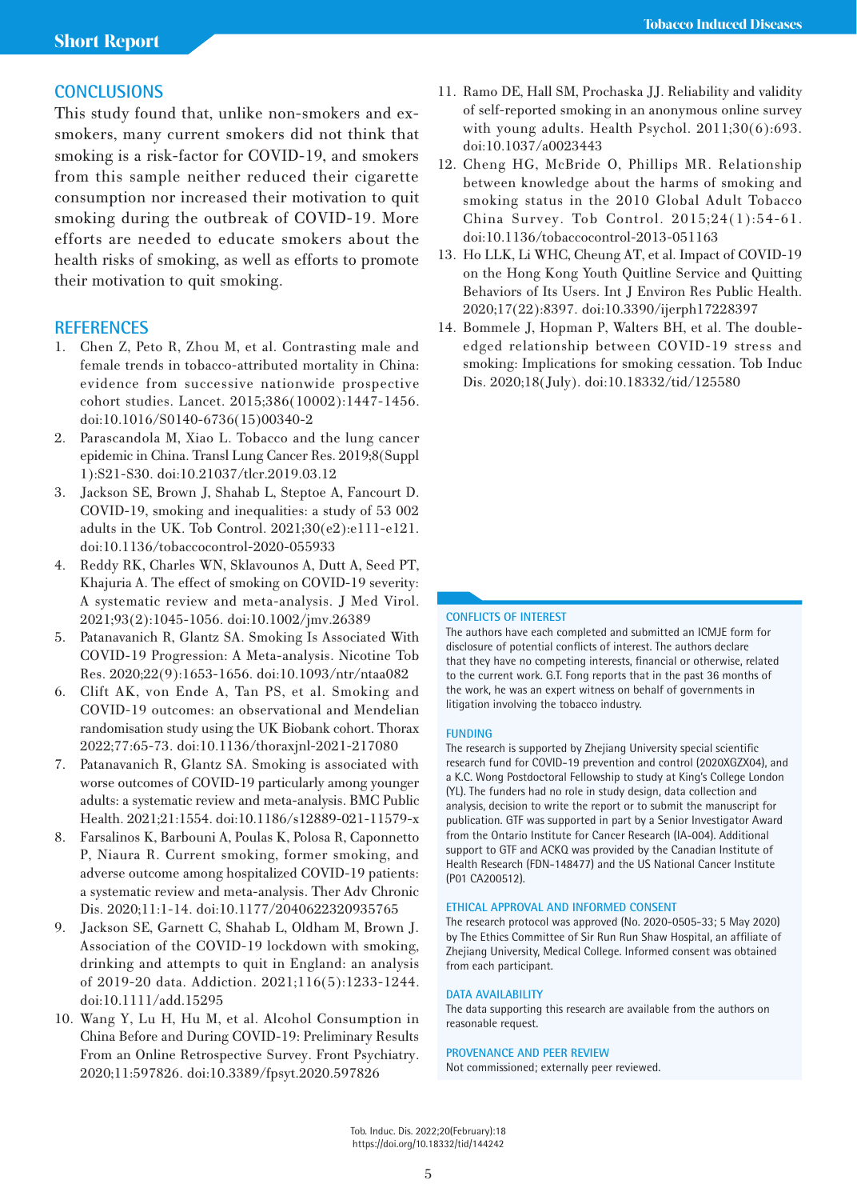## CONCLUSIONS

This study found that, unlike non-smokers and ex-smokers, many current smokers did not think that smoking is a risk-factor for COVID-19, and smokers from this sample neither reduced their cigarette consumption nor increased their motivation to quit smoking during the outbreak of COVID-19. More efforts are needed to educate smokers about the health risks of smoking, as well as efforts to promote their motivation to quit smoking.

## REFERENCES

1. Chen Z, Peto R, Zhou M, et al. Contrasting male and female trends in tobacco-attributed mortality in China: evidence from successive nationwide prospective cohort studies. Lancet. 2015;386(10002):1447-1456. doi:10.1016/S0140-6736(15)00340-2
2. Parascandola M, Xiao L. Tobacco and the lung cancer epidemic in China. Transl Lung Cancer Res. 2019;8(Suppl 1):S21-S30. doi:10.21037/tlcr.2019.03.12
3. Jackson SE, Brown J, Shahab L, Steptoe A, Fancourt D. COVID-19, smoking and inequalities: a study of 53 002 adults in the UK. Tob Control. 2021;30(e2):e111-e121. doi:10.1136/tobaccocontrol-2020-055933
4. Reddy RK, Charles WN, Sklavounos A, Dutt A, Seed PT, Khajuria A. The effect of smoking on COVID-19 severity: A systematic review and meta-analysis. J Med Virol. 2021;93(2):1045-1056. doi:10.1002/jmv.26389
5. Patanavanich R, Glantz SA. Smoking Is Associated With COVID-19 Progression: A Meta-analysis. Nicotine Tob Res. 2020;22(9):1653-1656. doi:10.1093/ntr/ntaa082
6. Clift AK, von Ende A, Tan PS, et al. Smoking and COVID-19 outcomes: an observational and Mendelian randomisation study using the UK Biobank cohort. Thorax 2022;77:65-73. doi:10.1136/thoraxjnl-2021-217080
7. Patanavanich R, Glantz SA. Smoking is associated with worse outcomes of COVID-19 particularly among younger adults: a systematic review and meta-analysis. BMC Public Health. 2021;21:1554. doi:10.1186/s12889-021-11579-x
8. Farsalinos K, Barbouni A, Poulas K, Polosa R, Caponnetto P, Niaura R. Current smoking, former smoking, and adverse outcome among hospitalized COVID-19 patients: a systematic review and meta-analysis. Ther Adv Chronic Dis. 2020;11:1-14. doi:10.1177/2040622320935765
9. Jackson SE, Garnett C, Shahab L, Oldham M, Brown J. Association of the COVID-19 lockdown with smoking, drinking and attempts to quit in England: an analysis of 2019-20 data. Addiction. 2021;116(5):1233-1244. doi:10.1111/add.15295
10. Wang Y, Lu H, Hu M, et al. Alcohol Consumption in China Before and During COVID-19: Preliminary Results From an Online Retrospective Survey. Front Psychiatry. 2020;11:597826. doi:10.3389/fpsyt.2020.597826
11. Ramo DE, Hall SM, Prochaska JJ. Reliability and validity of self-reported smoking in an anonymous online survey with young adults. Health Psychol. 2011;30(6):693. doi:10.1037/a0023443
12. Cheng HG, McBride O, Phillips MR. Relationship between knowledge about the harms of smoking and smoking status in the 2010 Global Adult Tobacco China Survey. Tob Control. 2015;24(1):54-61. doi:10.1136/tobaccocontrol-2013-051163
13. Ho LLK, Li WHC, Cheung AT, et al. Impact of COVID-19 on the Hong Kong Youth Quitline Service and Quitting Behaviors of Its Users. Int J Environ Res Public Health. 2020;17(22):8397. doi:10.3390/ijerph17228397
14. Bommele J, Hopman P, Walters BH, et al. The double-edged relationship between COVID-19 stress and smoking: Implications for smoking cessation. Tob Induc Dis. 2020;18(July). doi:10.18332/tid/125580

### CONFLICTS OF INTEREST

The authors have each completed and submitted an ICMJE form for disclosure of potential conflicts of interest. The authors declare that they have no competing interests, financial or otherwise, related to the current work. G.T. Fong reports that in the past 36 months of the work, he was an expert witness on behalf of governments in litigation involving the tobacco industry.

### FUNDING

The research is supported by Zhejiang University special scientific research fund for COVID-19 prevention and control (2020XGZX04), and a K.C. Wong Postdoctoral Fellowship to study at King's College London (YL). The funders had no role in study design, data collection and analysis, decision to write the report or to submit the manuscript for publication. GTF was supported in part by a Senior Investigator Award from the Ontario Institute for Cancer Research (IA-004). Additional support to GTF and ACKQ was provided by the Canadian Institute of Health Research (FDN-148477) and the US National Cancer Institute (P01 CA200512).

### ETHICAL APPROVAL AND INFORMED CONSENT

The research protocol was approved (No. 2020-0505-33; 5 May 2020) by The Ethics Committee of Sir Run Run Shaw Hospital, an affiliate of Zhejiang University, Medical College. Informed consent was obtained from each participant.

### DATA AVAILABILITY

The data supporting this research are available from the authors on reasonable request.

### PROVENANCE AND PEER REVIEW

Not commissioned; externally peer reviewed.